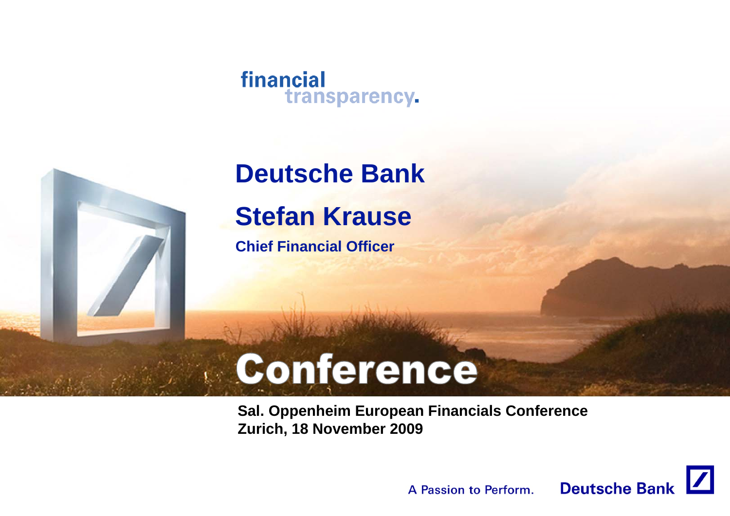financial transparency.

# Deutsche Bank

## Stefan Krause

**Chief Financial Officer**

# Conference

**Sal. Oppenheim European Financials Conference**
**Zurich, 18 November 2009**

A Passion to Perform. Deutsche Bank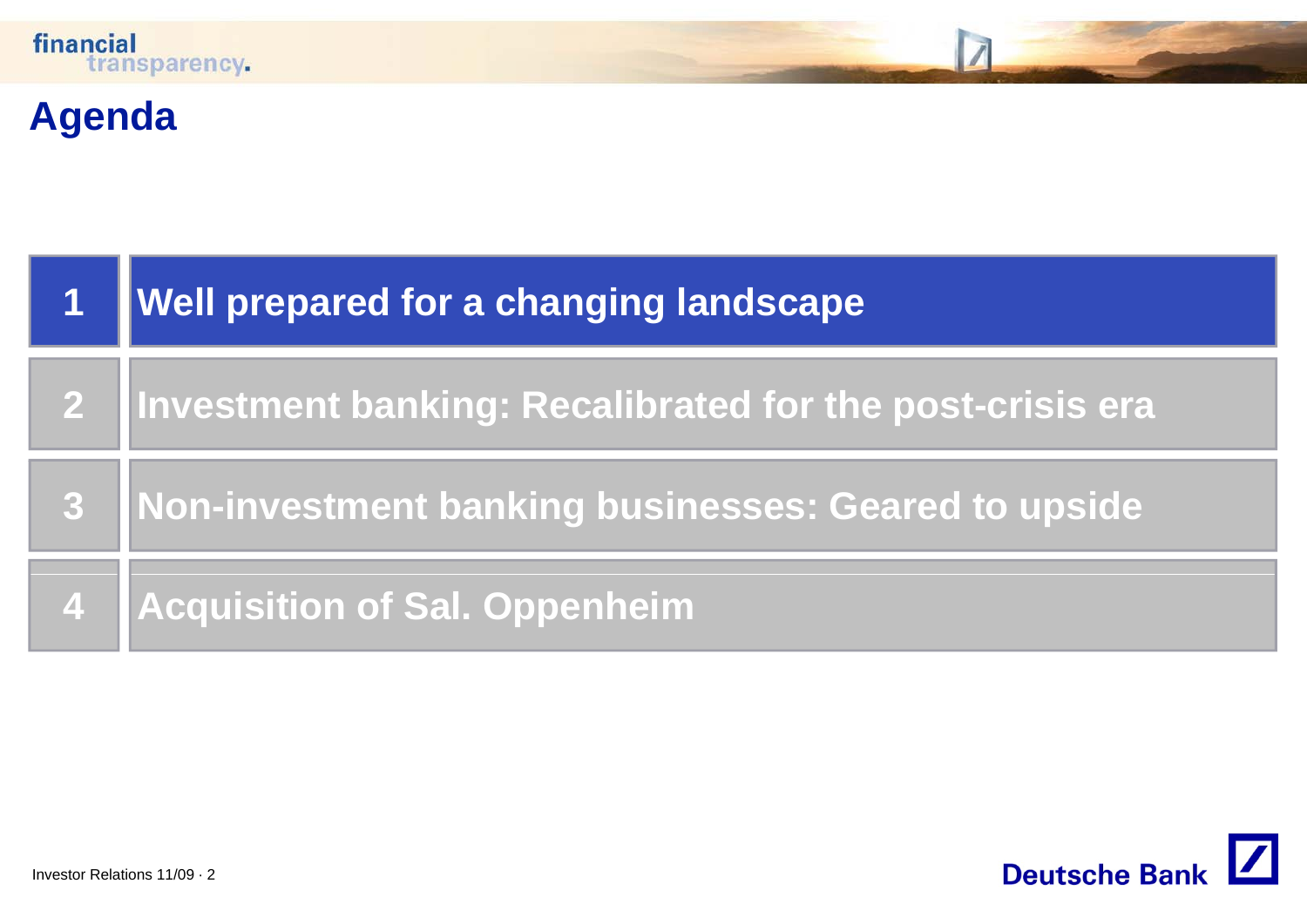# Agenda

1. **Well prepared for a changing landscape**
2. **Investment banking: Recalibrated for the post-crisis era**
3. **Non-investment banking businesses: Geared to upside**
4. **Acquisition of Sal. Oppenheim**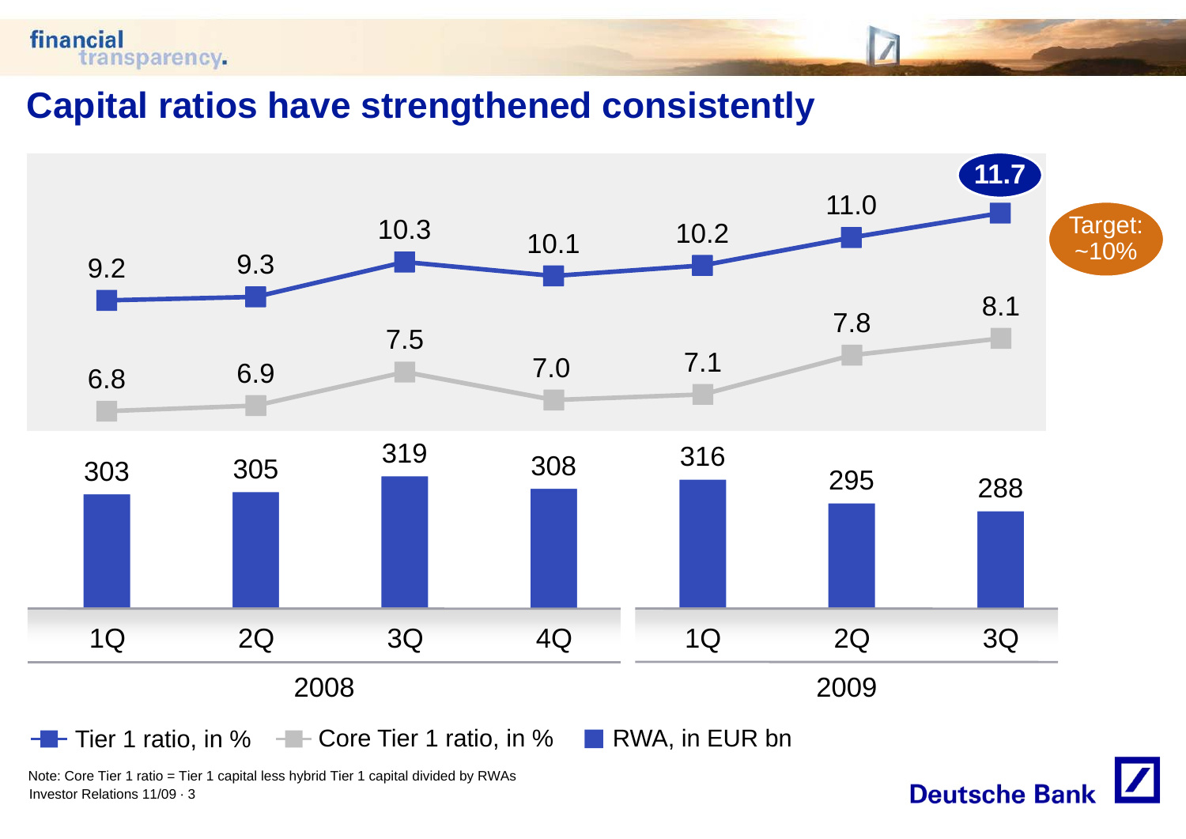# Capital ratios have strengthened consistently

| | 2008 1Q | 2008 2Q | 2008 3Q | 2008 4Q | 2009 1Q | 2009 2Q | 2009 3Q |
|---|---|---|---|---|---|---|---|
| Tier 1 ratio, in % | 9.2 | 9.3 | 10.3 | 10.1 | 10.2 | 11.0 | 11.7 |
| Core Tier 1 ratio, in % | 6.8 | 6.9 | 7.5 | 7.0 | 7.1 | 7.8 | 8.1 |
| RWA, in EUR bn | 303 | 305 | 319 | 308 | 316 | 295 | 288 |

Target: ~10%

Note: Core Tier 1 ratio = Tier 1 capital less hybrid Tier 1 capital divided by RWAs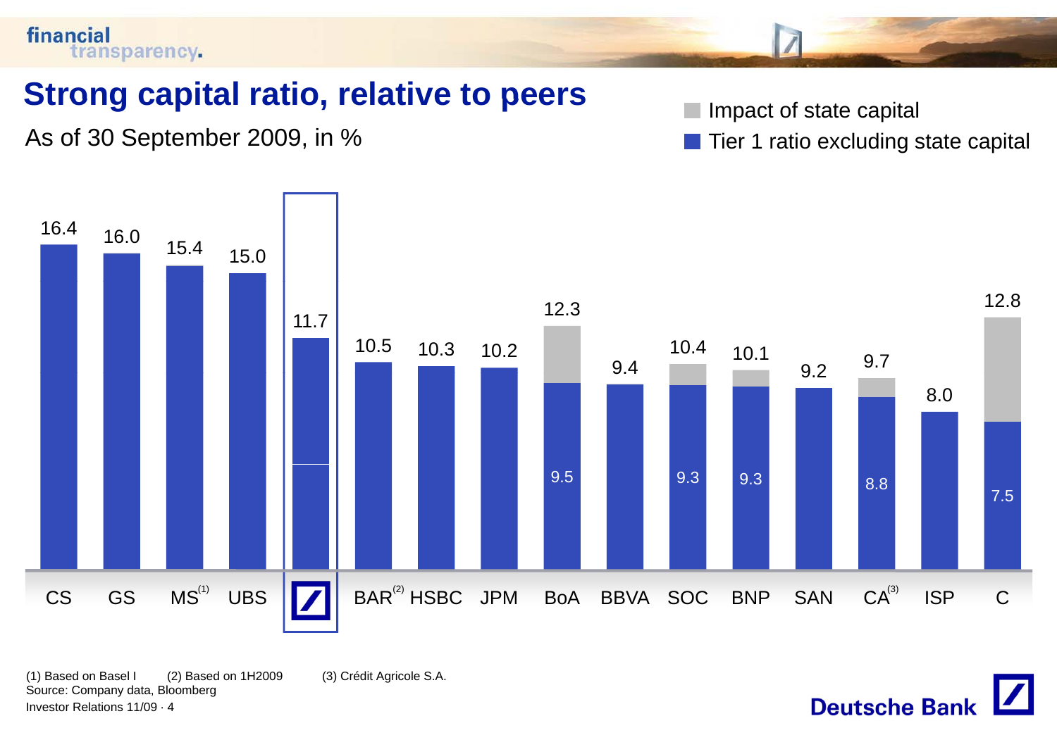# Strong capital ratio, relative to peers

As of 30 September 2009, in %

- Impact of state capital
- Tier 1 ratio excluding state capital

| Bank | Total | Tier 1 ratio excluding state capital |
|---|---|---|
| CS | 16.4 | |
| GS | 16.0 | |
| MS[1] | 15.4 | |
| UBS | 15.0 | |
| Deutsche Bank | 11.7 | |
| BAR[2] | 10.5 | |
| HSBC | 10.3 | |
| JPM | 10.2 | |
| BoA | 12.3 | 9.5 |
| BBVA | 9.4 | |
| SOC | 10.4 | 9.3 |
| BNP | 10.1 | 9.3 |
| SAN | 9.2 | |
| CA[3] | 9.7 | 8.8 |
| ISP | 8.0 | |
| C | 12.8 | 7.5 |

(1) Based on Basel I (2) Based on 1H2009 (3) Crédit Agricole S.A.

Source: Company data, Bloomberg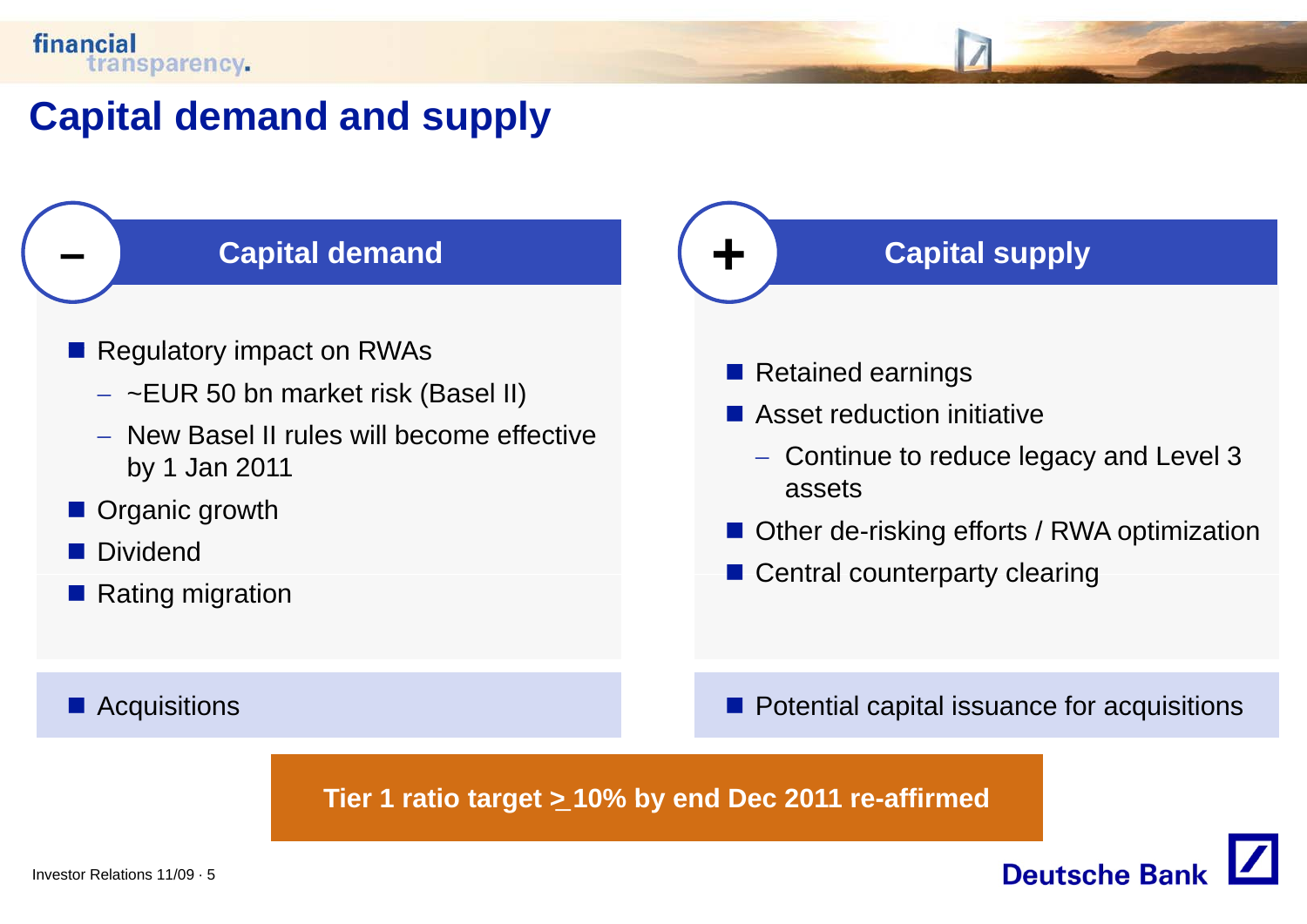# Capital demand and supply

## – Capital demand

- Regulatory impact on RWAs
  - ~EUR 50 bn market risk (Basel II)
  - New Basel II rules will become effective by 1 Jan 2011
- Organic growth
- Dividend
- Rating migration

- Acquisitions

## + Capital supply

- Retained earnings
- Asset reduction initiative
  - Continue to reduce legacy and Level 3 assets
- Other de-risking efforts / RWA optimization
- Central counterparty clearing

- Potential capital issuance for acquisitions

**Tier 1 ratio target ≥ 10% by end Dec 2011 re-affirmed**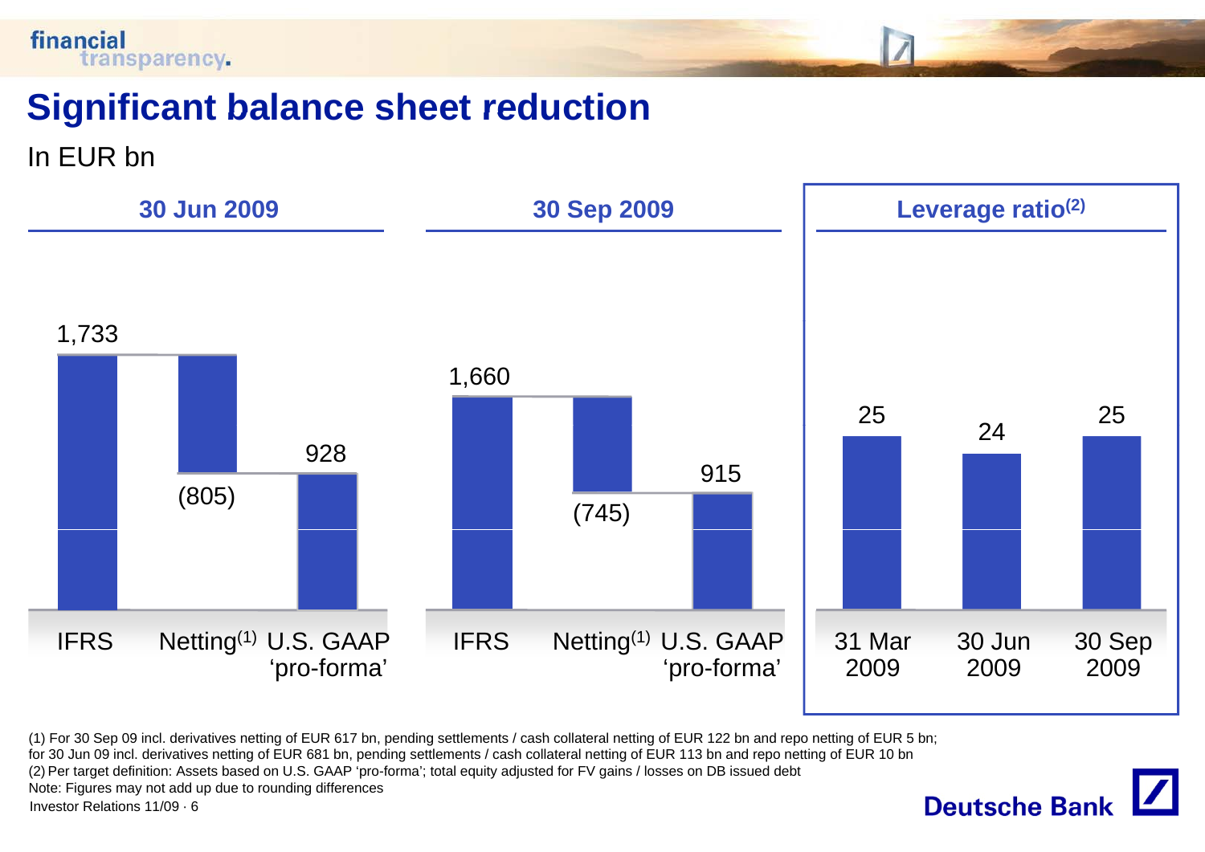# Significant balance sheet reduction

In EUR bn

| | IFRS | Netting[1] | U.S. GAAP 'pro-forma' |
|---|---|---|---|
| 30 Jun 2009 | 1,733 | (805) | 928 |
| 30 Sep 2009 | 1,660 | (745) | 915 |

**Leverage ratio[2]**

| 31 Mar 2009 | 30 Jun 2009 | 30 Sep 2009 |
|---|---|---|
| 25 | 24 | 25 |

(1) For 30 Sep 09 incl. derivatives netting of EUR 617 bn, pending settlements / cash collateral netting of EUR 122 bn and repo netting of EUR 5 bn; for 30 Jun 09 incl. derivatives netting of EUR 681 bn, pending settlements / cash collateral netting of EUR 113 bn and repo netting of EUR 10 bn

(2) Per target definition: Assets based on U.S. GAAP 'pro-forma'; total equity adjusted for FV gains / losses on DB issued debt

Note: Figures may not add up due to rounding differences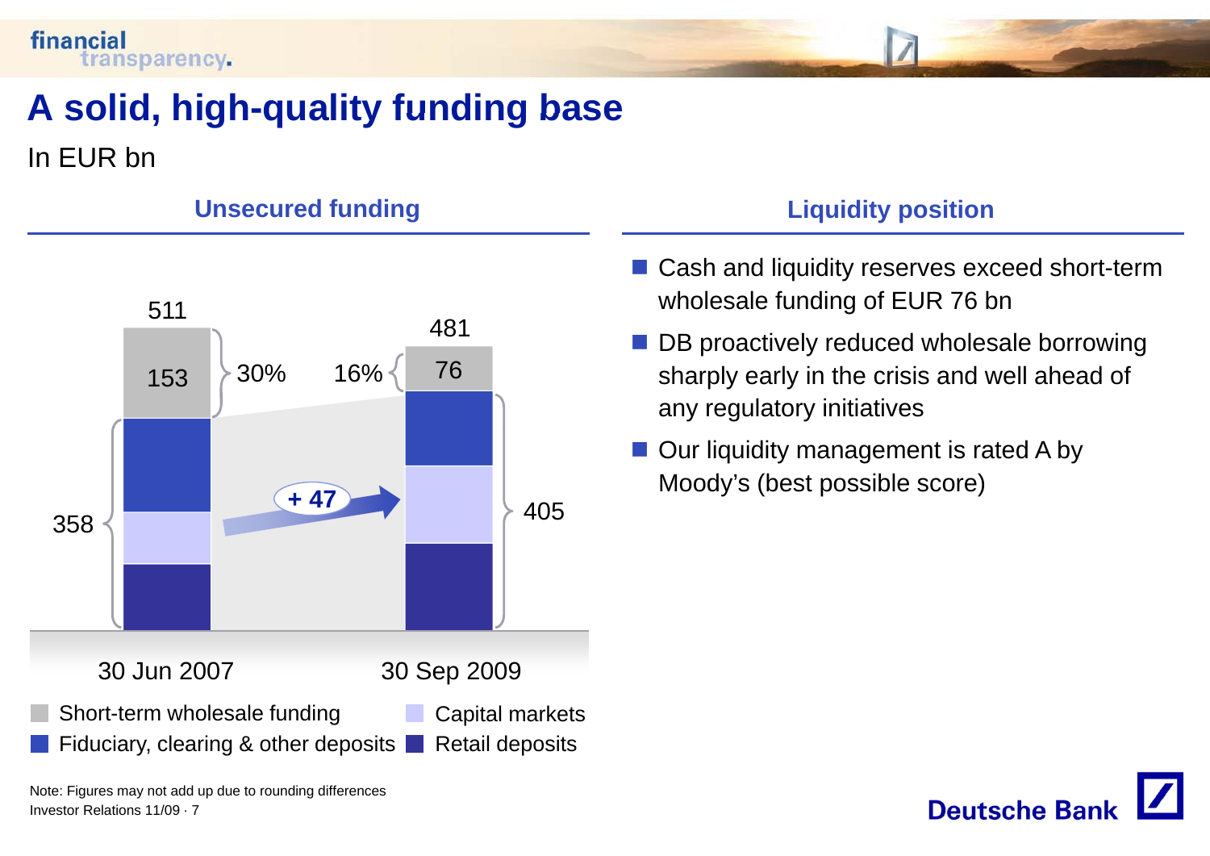# A solid, high-quality funding base

In EUR bn

## Unsecured funding

| | 30 Jun 2007 | 30 Sep 2009 |
|---|---|---|
| Total | 511 | 481 |
| Short-term wholesale funding | 153 (30%) | 76 (16%) |
| Fiduciary, clearing & other deposits, Capital markets, Retail deposits | 358 | 405 |

+ 47

Legend: Short-term wholesale funding; Capital markets; Fiduciary, clearing & other deposits; Retail deposits

## Liquidity position

- Cash and liquidity reserves exceed short-term wholesale funding of EUR 76 bn
- DB proactively reduced wholesale borrowing sharply early in the crisis and well ahead of any regulatory initiatives
- Our liquidity management is rated A by Moody's (best possible score)

Note: Figures may not add up due to rounding differences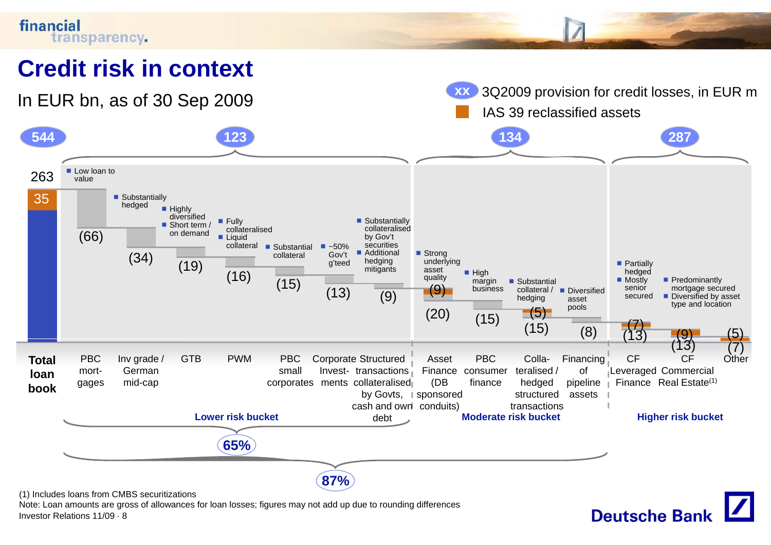# Credit risk in context

In EUR bn, as of 30 Sep 2009

- XX: 3Q2009 provision for credit losses, in EUR m
- IAS 39 reclassified assets

| Category | Segment | Amount (EUR bn) | IAS 39 reclassified | Characteristics |
|---|---|---|---|---|
| Total loan book | | 263 | 35 | |
| Lower risk bucket (provision 123) | PBC mortgages | (66) | | Low loan to value |
| | Inv grade / German mid-cap | (34) | | Substantially hedged |
| | GTB | (19) | | Highly diversified; Short term / on demand |
| | PWM | (16) | | Fully collateralised; Liquid collateral |
| | PBC small corporates | (15) | | Substantial collateral |
| | Corporate Investments | (13) | | ~50% Gov't g'teed |
| | Structured transactions collateralised by Govts, cash and own debt | (9) | | Substantially collateralised by Gov't securities; Additional hedging mitigants |
| Moderate risk bucket (provision 134) | Asset Finance (DB sponsored conduits) | (20) | (9) | Strong underlying asset quality |
| | PBC consumer finance | (15) | | High margin business |
| | Collateralised / hedged structured transactions | (15) | (5) | Substantial collateral / hedging |
| | Financing of pipeline assets | (8) | | Diversified asset pools |
| Higher risk bucket (provision 287) | CF Leveraged Finance | (13) | (7) | Partially hedged; Mostly senior secured |
| | CF Commercial Real Estate[1] | (13) | (9) | Predominantly mortgage secured; Diversified by asset type and location |
| | Other | (7) | (5) | |

Total loan book provision: 544

Lower risk bucket: 65%

Lower and moderate risk buckets: 87%

(1) Includes loans from CMBS securitizations

Note: Loan amounts are gross of allowances for loan losses; figures may not add up due to rounding differences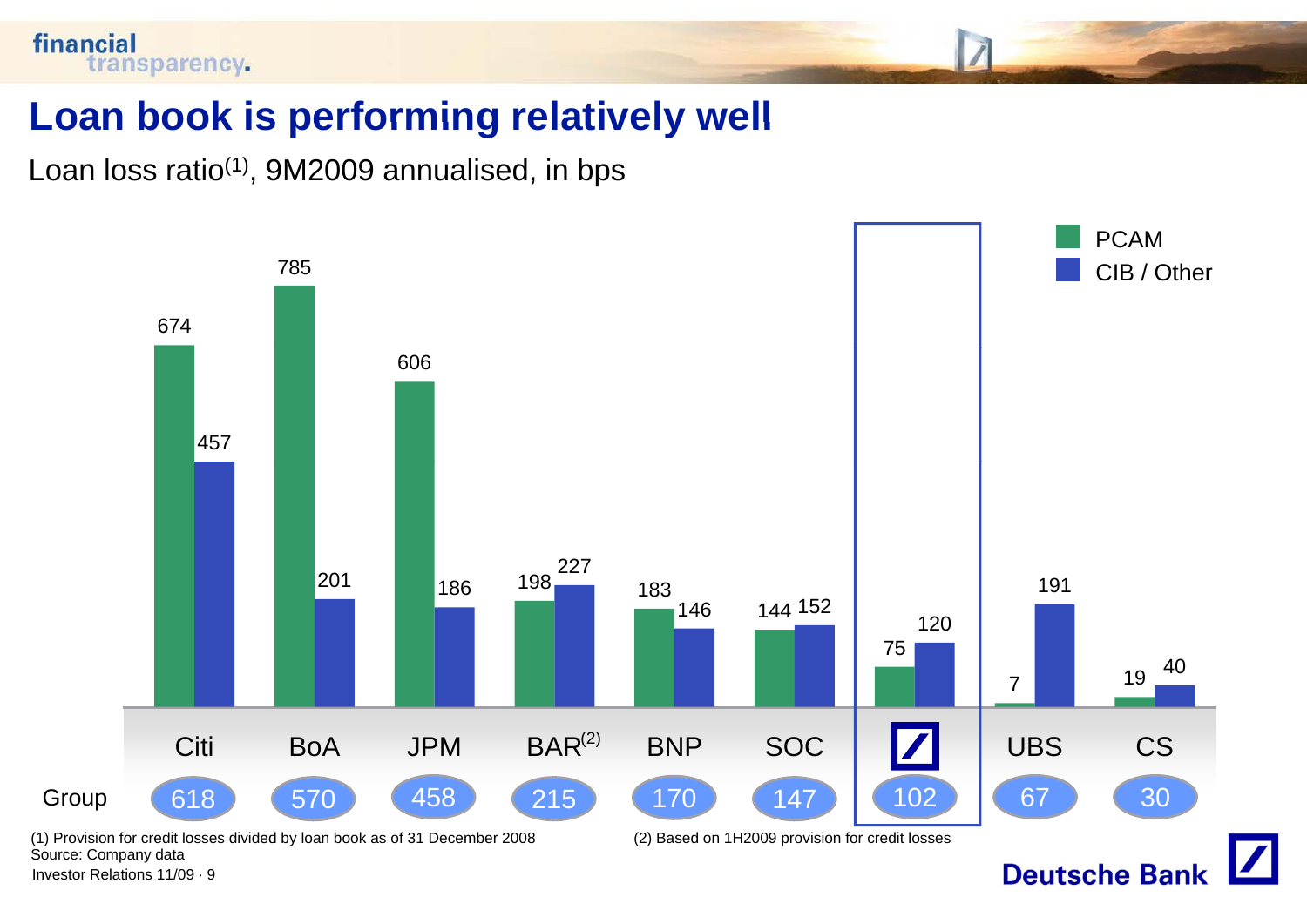# Loan book is performing relatively well

Loan loss ratio[1], 9M2009 annualised, in bps

| | Citi | BoA | JPM | BAR[2] | BNP | SOC | Deutsche Bank | UBS | CS |
|---|---|---|---|---|---|---|---|---|---|
| PCAM | 674 | 785 | 606 | 198 | 183 | 144 | 75 | 7 | 19 |
| CIB / Other | 457 | 201 | 186 | 227 | 146 | 152 | 120 | 191 | 40 |
| Group | 618 | 570 | 458 | 215 | 170 | 147 | 102 | 67 | 30 |

(1) Provision for credit losses divided by loan book as of 31 December 2008

(2) Based on 1H2009 provision for credit losses

Source: Company data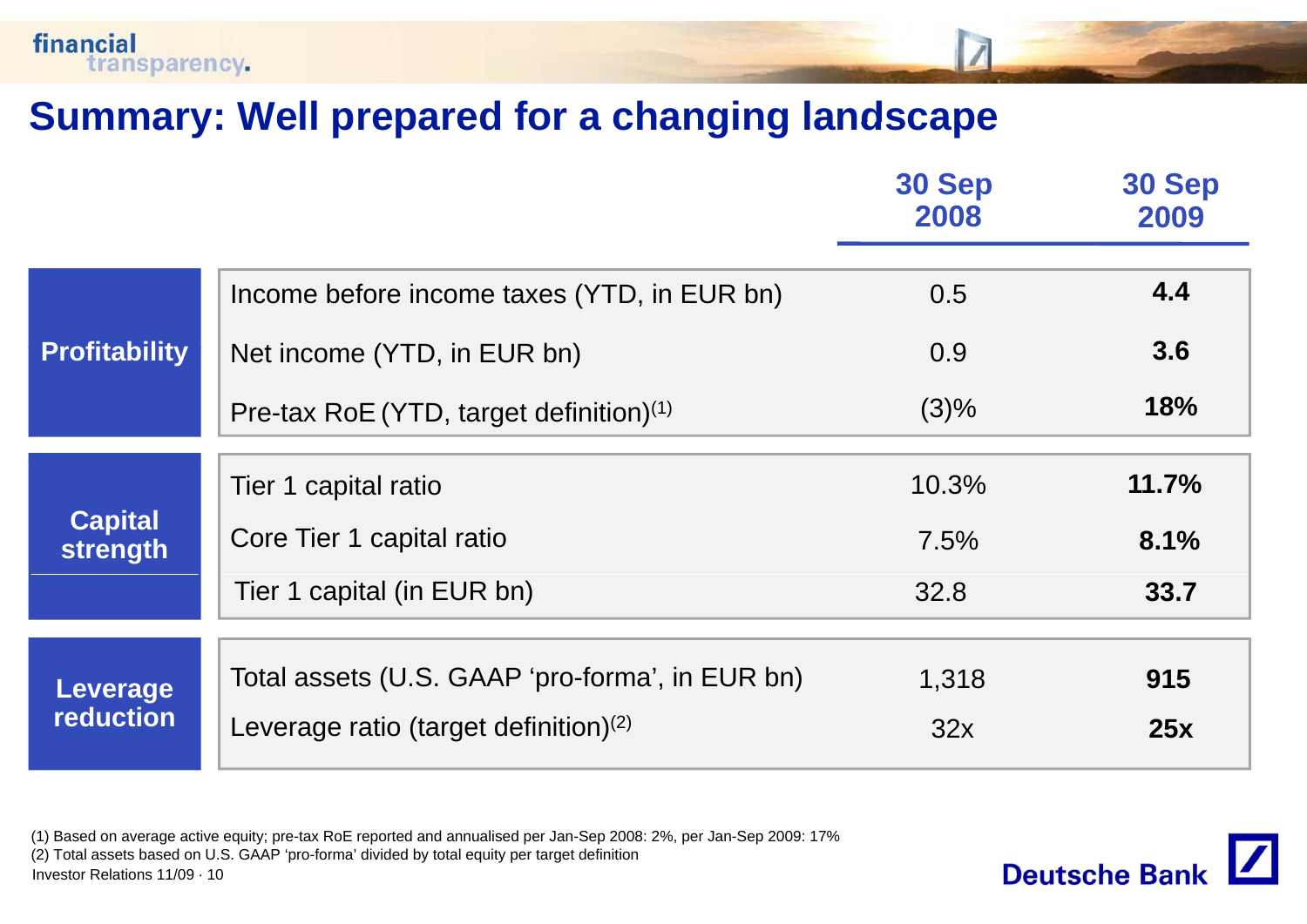# Summary: Well prepared for a changing landscape

| | | 30 Sep 2008 | 30 Sep 2009 |
|---|---|---|---|
| **Profitability** | Income before income taxes (YTD, in EUR bn) | 0.5 | **4.4** |
| | Net income (YTD, in EUR bn) | 0.9 | **3.6** |
| | Pre-tax RoE (YTD, target definition)[1] | (3)% | **18%** |
| **Capital strength** | Tier 1 capital ratio | 10.3% | **11.7%** |
| | Core Tier 1 capital ratio | 7.5% | **8.1%** |
| | Tier 1 capital (in EUR bn) | 32.8 | **33.7** |
| **Leverage reduction** | Total assets (U.S. GAAP 'pro-forma', in EUR bn) | 1,318 | **915** |
| | Leverage ratio (target definition)[2] | 32x | **25x** |

(1) Based on average active equity; pre-tax RoE reported and annualised per Jan-Sep 2008: 2%, per Jan-Sep 2009: 17%

(2) Total assets based on U.S. GAAP 'pro-forma' divided by total equity per target definition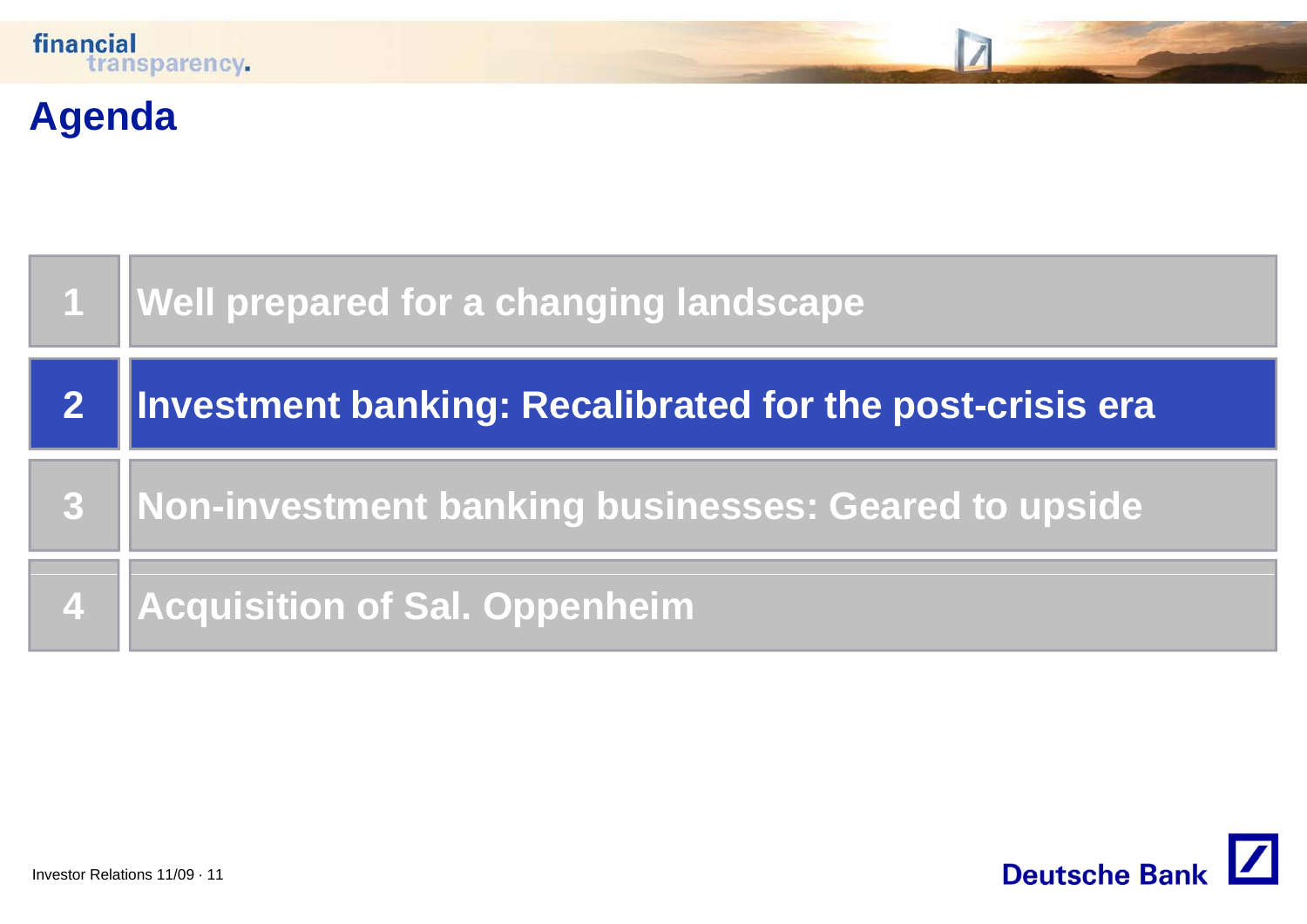# Agenda

1. Well prepared for a changing landscape
2. **Investment banking: Recalibrated for the post-crisis era**
3. Non-investment banking businesses: Geared to upside
4. Acquisition of Sal. Oppenheim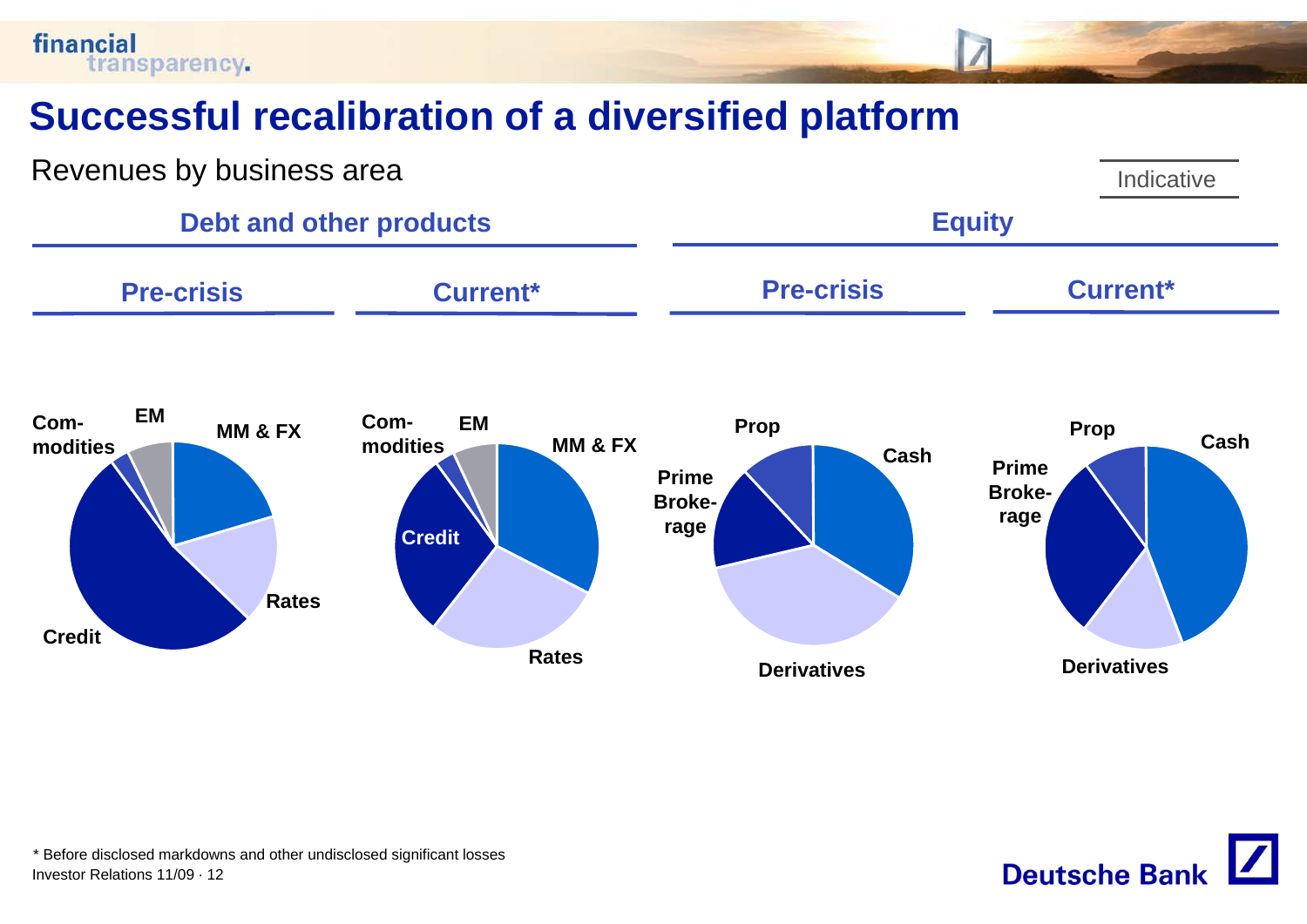# Successful recalibration of a diversified platform

Revenues by business area

Indicative

## Debt and other products

### Pre-crisis

Com-modities, EM, MM & FX, Rates, Credit

### Current*

Com-modities, EM, MM & FX, Credit, Rates

## Equity

### Pre-crisis

Prop, Cash, Prime Broke-rage, Derivatives

### Current*

Prop, Cash, Prime Broke-rage, Derivatives

\* Before disclosed markdowns and other undisclosed significant losses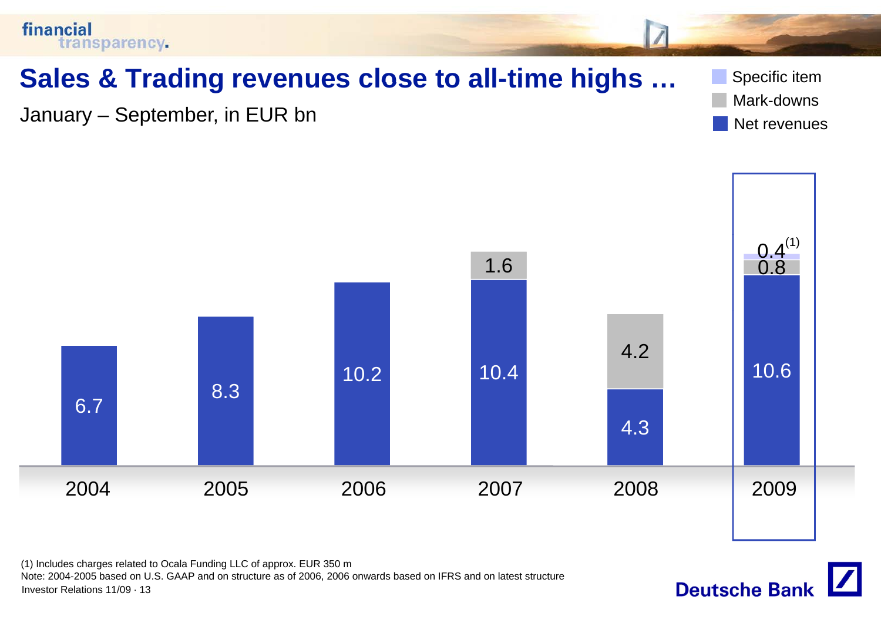# Sales & Trading revenues close to all-time highs …

January – September, in EUR bn

| Year | Net revenues | Mark-downs | Specific item |
|---|---|---|---|
| 2004 | 6.7 | | |
| 2005 | 8.3 | | |
| 2006 | 10.2 | | |
| 2007 | 10.4 | 1.6 | |
| 2008 | 4.3 | 4.2 | |
| 2009 | 10.6 | 0.8 | 0.4[1] |

(1) Includes charges related to Ocala Funding LLC of approx. EUR 350 m

Note: 2004-2005 based on U.S. GAAP and on structure as of 2006, 2006 onwards based on IFRS and on latest structure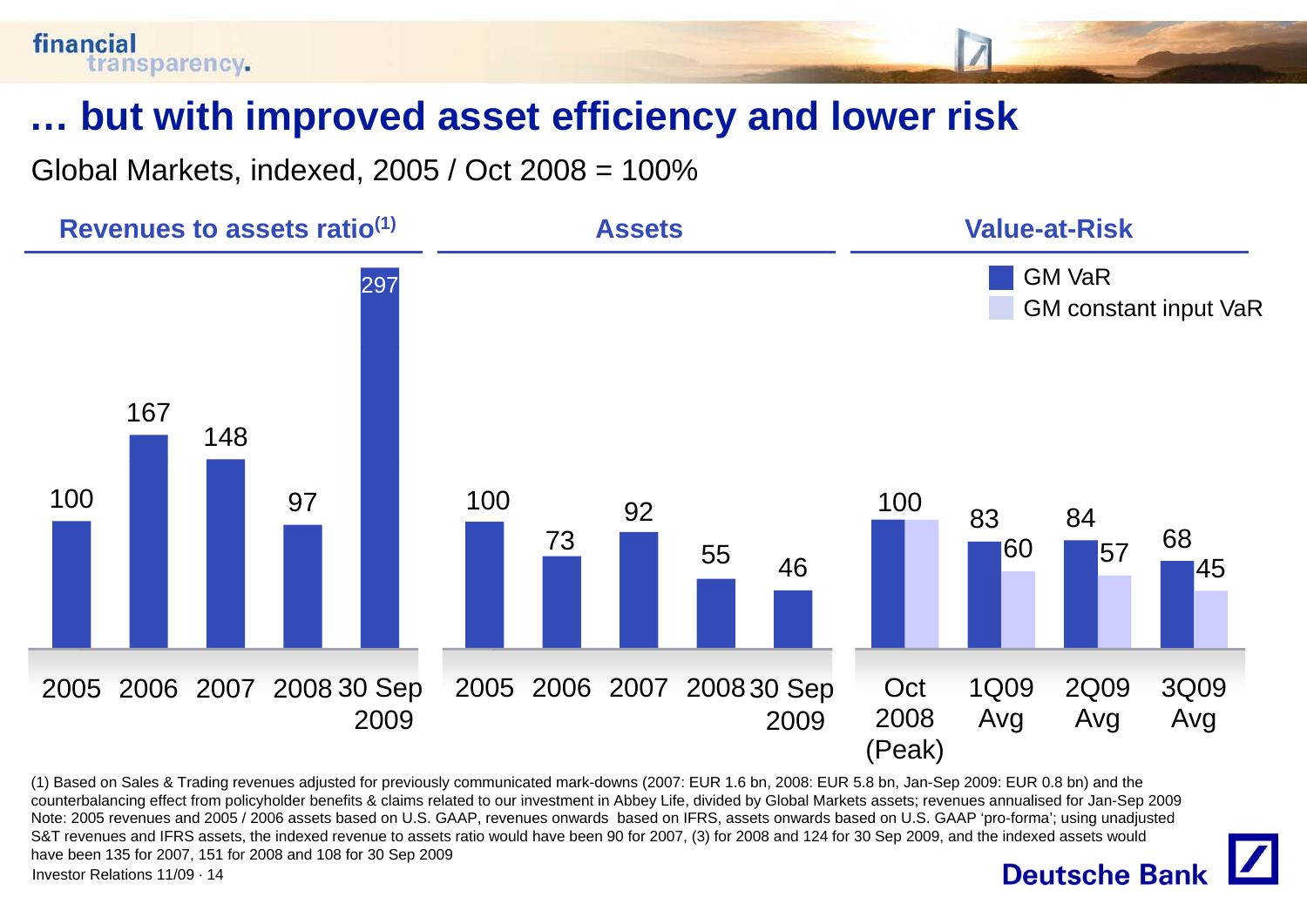# … but with improved asset efficiency and lower risk

Global Markets, indexed, 2005 / Oct 2008 = 100%

**Revenues to assets ratio[(1)]**

| 2005 | 2006 | 2007 | 2008 | 30 Sep 2009 |
|---|---|---|---|---|
| 100 | 167 | 148 | 97 | 297 |

**Assets**

| 2005 | 2006 | 2007 | 2008 | 30 Sep 2009 |
|---|---|---|---|---|
| 100 | 73 | 92 | 55 | 46 |

**Value-at-Risk**

| | Oct 2008 (Peak) | 1Q09 Avg | 2Q09 Avg | 3Q09 Avg |
|---|---|---|---|---|
| GM VaR | 100 | 83 | 84 | 68 |
| GM constant input VaR | | 60 | 57 | 45 |

(1) Based on Sales & Trading revenues adjusted for previously communicated mark-downs (2007: EUR 1.6 bn, 2008: EUR 5.8 bn, Jan-Sep 2009: EUR 0.8 bn) and the counterbalancing effect from policyholder benefits & claims related to our investment in Abbey Life, divided by Global Markets assets; revenues annualised for Jan-Sep 2009
Note: 2005 revenues and 2005 / 2006 assets based on U.S. GAAP, revenues onwards based on IFRS, assets onwards based on U.S. GAAP 'pro-forma'; using unadjusted S&T revenues and IFRS assets, the indexed revenue to assets ratio would have been 90 for 2007, (3) for 2008 and 124 for 30 Sep 2009, and the indexed assets would have been 135 for 2007, 151 for 2008 and 108 for 30 Sep 2009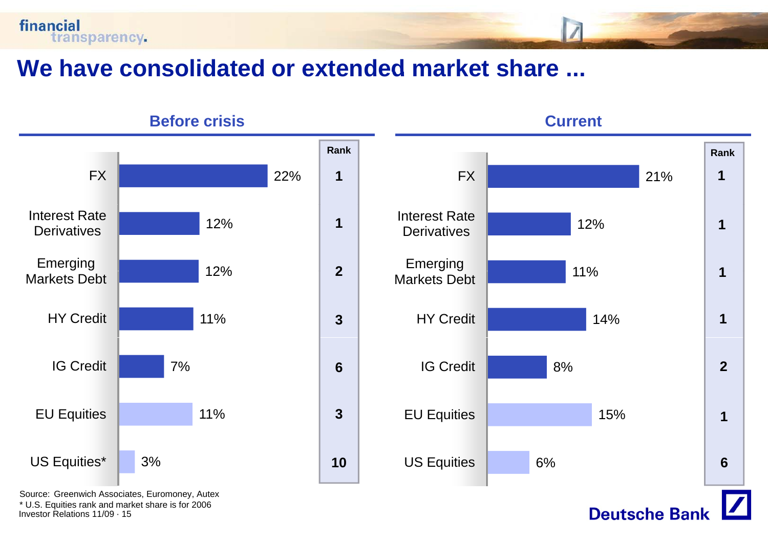# We have consolidated or extended market share ...

## Before crisis

| | Market share | Rank |
|---|---|---|
| FX | 22% | 1 |
| Interest Rate Derivatives | 12% | 1 |
| Emerging Markets Debt | 12% | 2 |
| HY Credit | 11% | 3 |
| IG Credit | 7% | 6 |
| EU Equities | 11% | 3 |
| US Equities* | 3% | 10 |

## Current

| | Market share | Rank |
|---|---|---|
| FX | 21% | 1 |
| Interest Rate Derivatives | 12% | 1 |
| Emerging Markets Debt | 11% | 1 |
| HY Credit | 14% | 1 |
| IG Credit | 8% | 2 |
| EU Equities | 15% | 1 |
| US Equities | 6% | 6 |

Source: Greenwich Associates, Euromoney, Autex

* U.S. Equities rank and market share is for 2006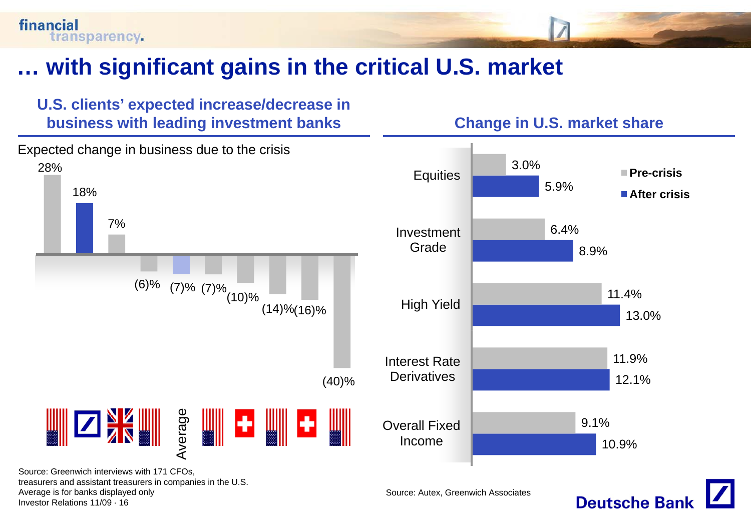# … with significant gains in the critical U.S. market

## U.S. clients' expected increase/decrease in business with leading investment banks

Expected change in business due to the crisis

| Bank (flag) | Expected change |
|---|---|
| U.S. bank | 28% |
| Deutsche Bank | 18% |
| UK bank | 7% |
| U.S. bank | (6)% |
| Average | (7)% |
| U.S. bank | (7)% |
| Swiss bank | (10)% |
| U.S. bank | (14)% |
| Swiss bank | (16)% |
| U.S. bank | (40)% |

Source: Greenwich interviews with 171 CFOs, treasurers and assistant treasurers in companies in the U.S.
Average is for banks displayed only

## Change in U.S. market share

| | Pre-crisis | After crisis |
|---|---|---|
| Equities | 3.0% | 5.9% |
| Investment Grade | 6.4% | 8.9% |
| High Yield | 11.4% | 13.0% |
| Interest Rate Derivatives | 11.9% | 12.1% |
| Overall Fixed Income | 9.1% | 10.9% |

Source: Autex, Greenwich Associates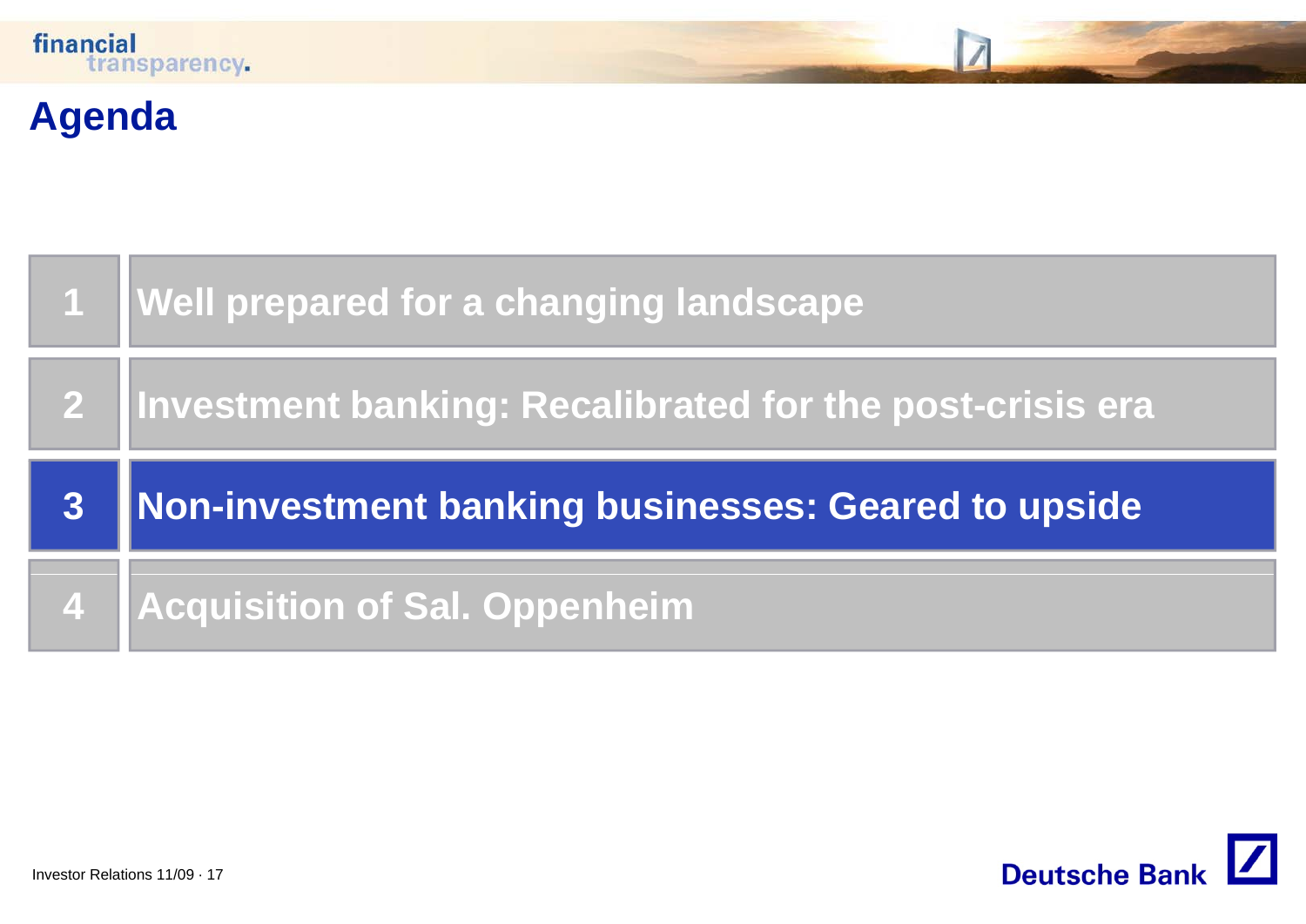# Agenda

| | |
|---|---|
| 1 | Well prepared for a changing landscape |
| 2 | Investment banking: Recalibrated for the post-crisis era |
| **3** | **Non-investment banking businesses: Geared to upside** |
| 4 | Acquisition of Sal. Oppenheim |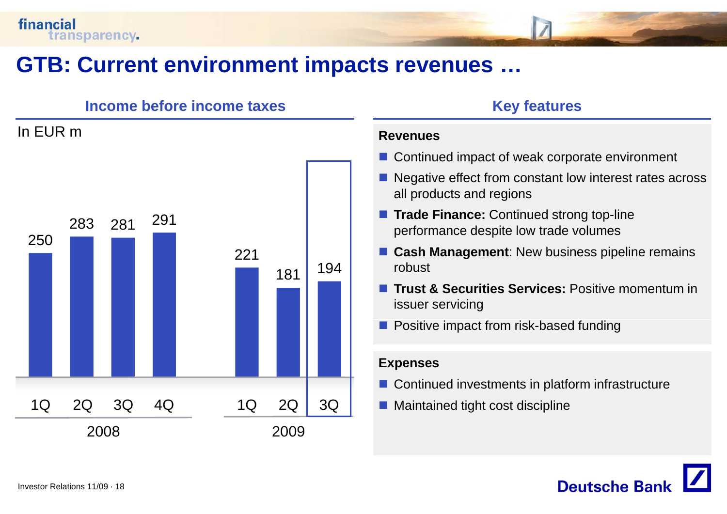# GTB: Current environment impacts revenues …

## Income before income taxes

In EUR m

| | 1Q 2008 | 2Q 2008 | 3Q 2008 | 4Q 2008 | 1Q 2009 | 2Q 2009 | 3Q 2009 |
|---|---|---|---|---|---|---|---|
| Income before income taxes | 250 | 283 | 281 | 291 | 221 | 181 | 194 |

## Key features

**Revenues**

- Continued impact of weak corporate environment
- Negative effect from constant low interest rates across all products and regions
- **Trade Finance:** Continued strong top-line performance despite low trade volumes
- **Cash Management**: New business pipeline remains robust
- **Trust & Securities Services:** Positive momentum in issuer servicing
- Positive impact from risk-based funding

**Expenses**

- Continued investments in platform infrastructure
- Maintained tight cost discipline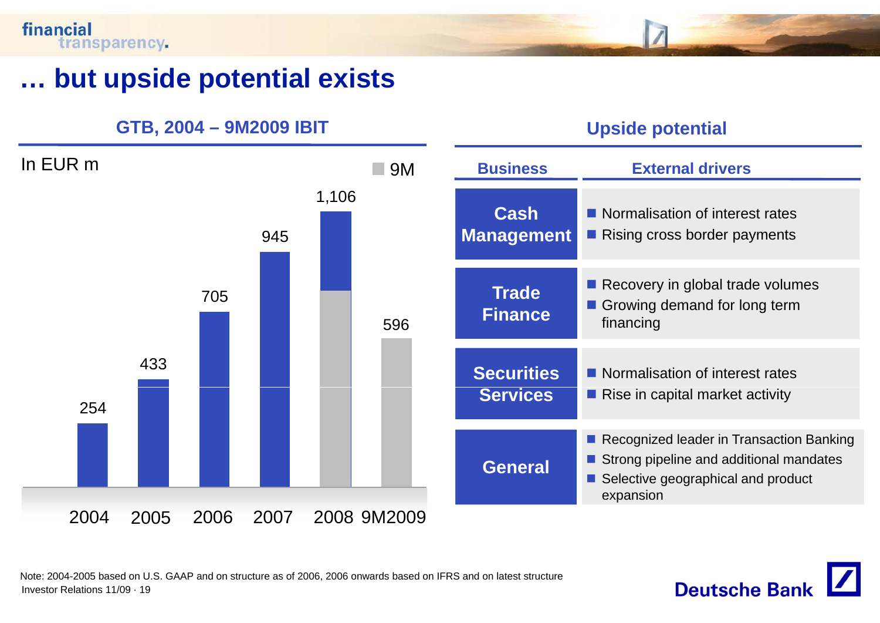# … but upside potential exists

## GTB, 2004 – 9M2009 IBIT

In EUR m

| Year | IBIT |
|---|---|
| 2004 | 254 |
| 2005 | 433 |
| 2006 | 705 |
| 2007 | 945 |
| 2008 | 1,106 |
| 9M2009 | 596 |

■ 9M

## Upside potential

| Business | External drivers |
|---|---|
| Cash Management | ■ Normalisation of interest rates<br>■ Rising cross border payments |
| Trade Finance | ■ Recovery in global trade volumes<br>■ Growing demand for long term financing |
| Securities Services | ■ Normalisation of interest rates<br>■ Rise in capital market activity |
| General | ■ Recognized leader in Transaction Banking<br>■ Strong pipeline and additional mandates<br>■ Selective geographical and product expansion |

Note: 2004-2005 based on U.S. GAAP and on structure as of 2006, 2006 onwards based on IFRS and on latest structure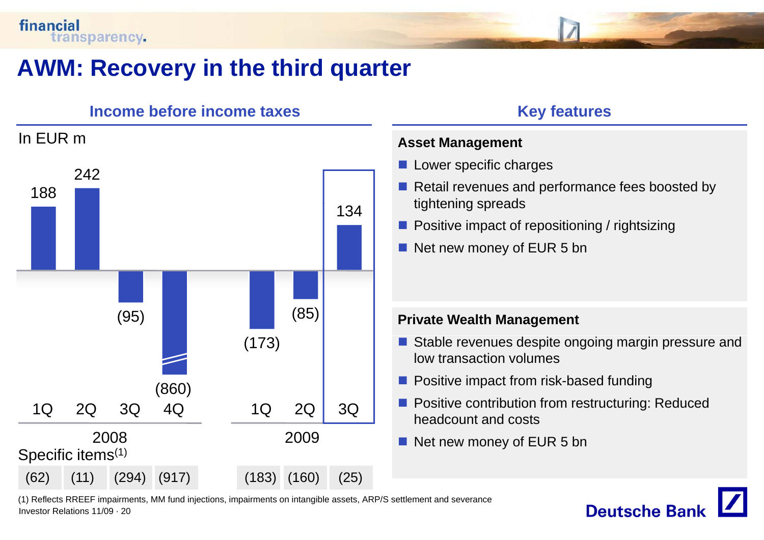# AWM: Recovery in the third quarter

## Income before income taxes

In EUR m

| | 2008 1Q | 2008 2Q | 2008 3Q | 2008 4Q | 2009 1Q | 2009 2Q | 2009 3Q |
|---|---|---|---|---|---|---|---|
| Income before income taxes | 188 | 242 | (95) | (860) | (173) | (85) | 134 |
| Specific items(1) | (62) | (11) | (294) | (917) | (183) | (160) | (25) |

## Key features

**Asset Management**

- Lower specific charges
- Retail revenues and performance fees boosted by tightening spreads
- Positive impact of repositioning / rightsizing
- Net new money of EUR 5 bn

**Private Wealth Management**

- Stable revenues despite ongoing margin pressure and low transaction volumes
- Positive impact from risk-based funding
- Positive contribution from restructuring: Reduced headcount and costs
- Net new money of EUR 5 bn

(1) Reflects RREEF impairments, MM fund injections, impairments on intangible assets, ARP/S settlement and severance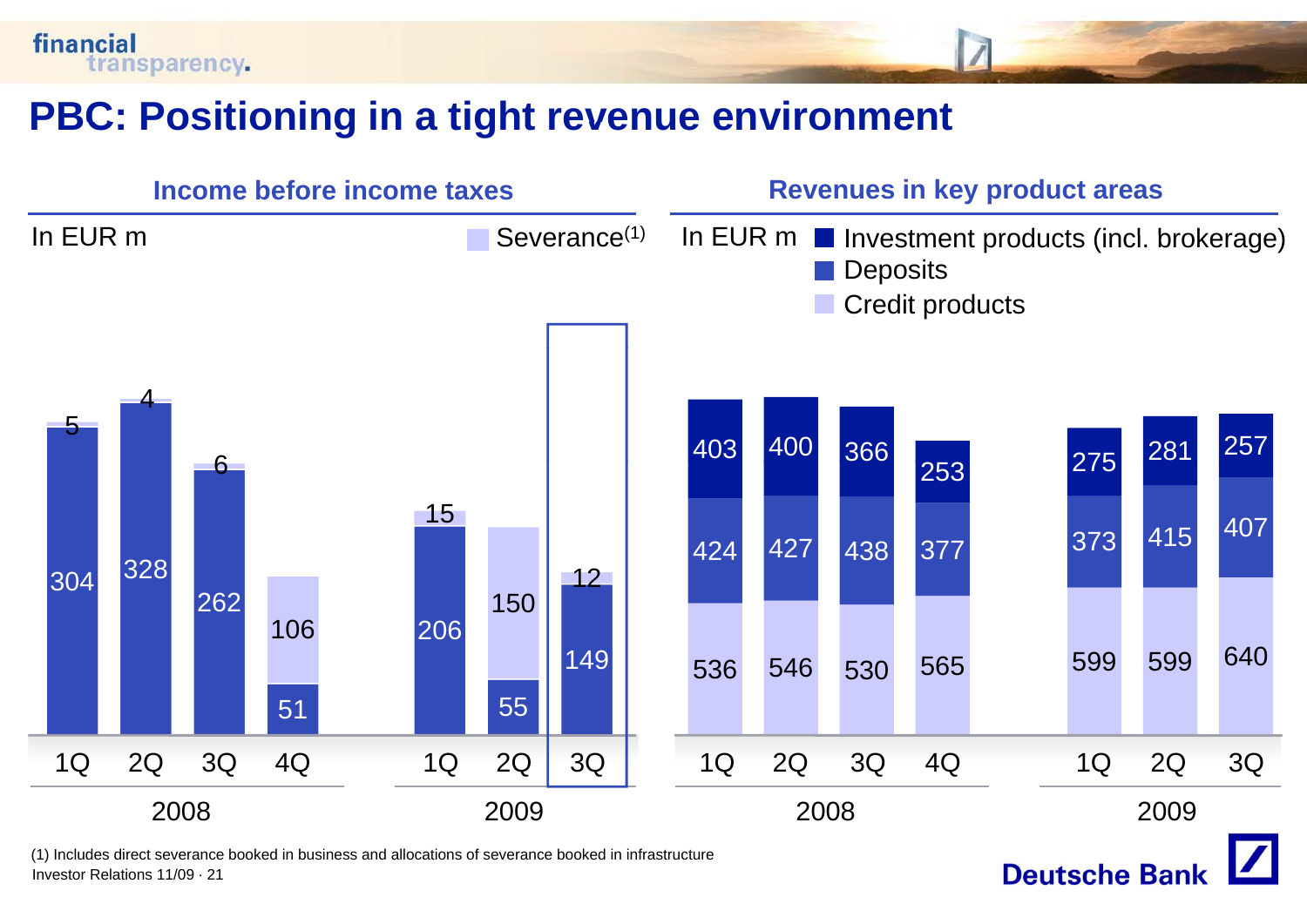# PBC: Positioning in a tight revenue environment

## Income before income taxes

In EUR m

| | 1Q 2008 | 2Q 2008 | 3Q 2008 | 4Q 2008 | 1Q 2009 | 2Q 2009 | 3Q 2009 |
|---|---|---|---|---|---|---|---|
| Income before income taxes | 304 | 328 | 262 | 51 | 206 | 55 | 149 |
| Severance[1] | 5 | 4 | 6 | 106 | 15 | 150 | 12 |

## Revenues in key product areas

In EUR m

| | 1Q 2008 | 2Q 2008 | 3Q 2008 | 4Q 2008 | 1Q 2009 | 2Q 2009 | 3Q 2009 |
|---|---|---|---|---|---|---|---|
| Investment products (incl. brokerage) | 403 | 400 | 366 | 253 | 275 | 281 | 257 |
| Deposits | 424 | 427 | 438 | 377 | 373 | 415 | 407 |
| Credit products | 536 | 546 | 530 | 565 | 599 | 599 | 640 |

(1) Includes direct severance booked in business and allocations of severance booked in infrastructure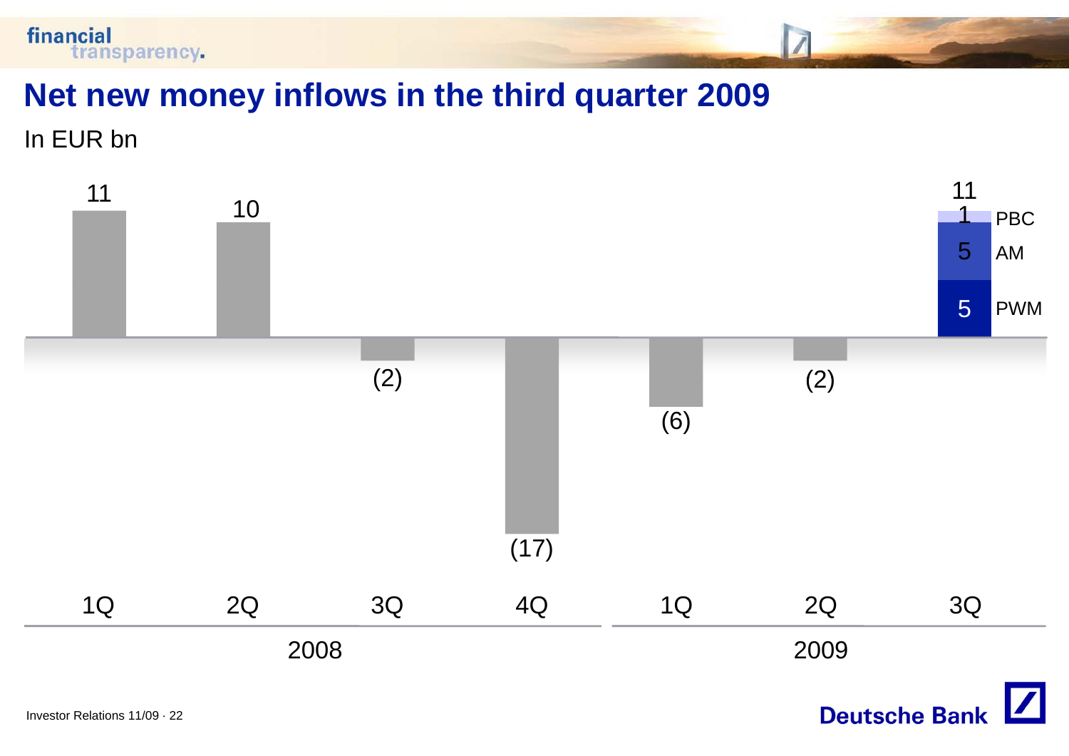# Net new money inflows in the third quarter 2009

In EUR bn

| | 2008 | | | | 2009 | | |
|---|---|---|---|---|---|---|---|
| | 1Q | 2Q | 3Q | 4Q | 1Q | 2Q | 3Q |
| Net new money | 11 | 10 | (2) | (17) | (6) | (2) | 11 |
| thereof PBC | | | | | | | 1 |
| thereof AM | | | | | | | 5 |
| thereof PWM | | | | | | | 5 |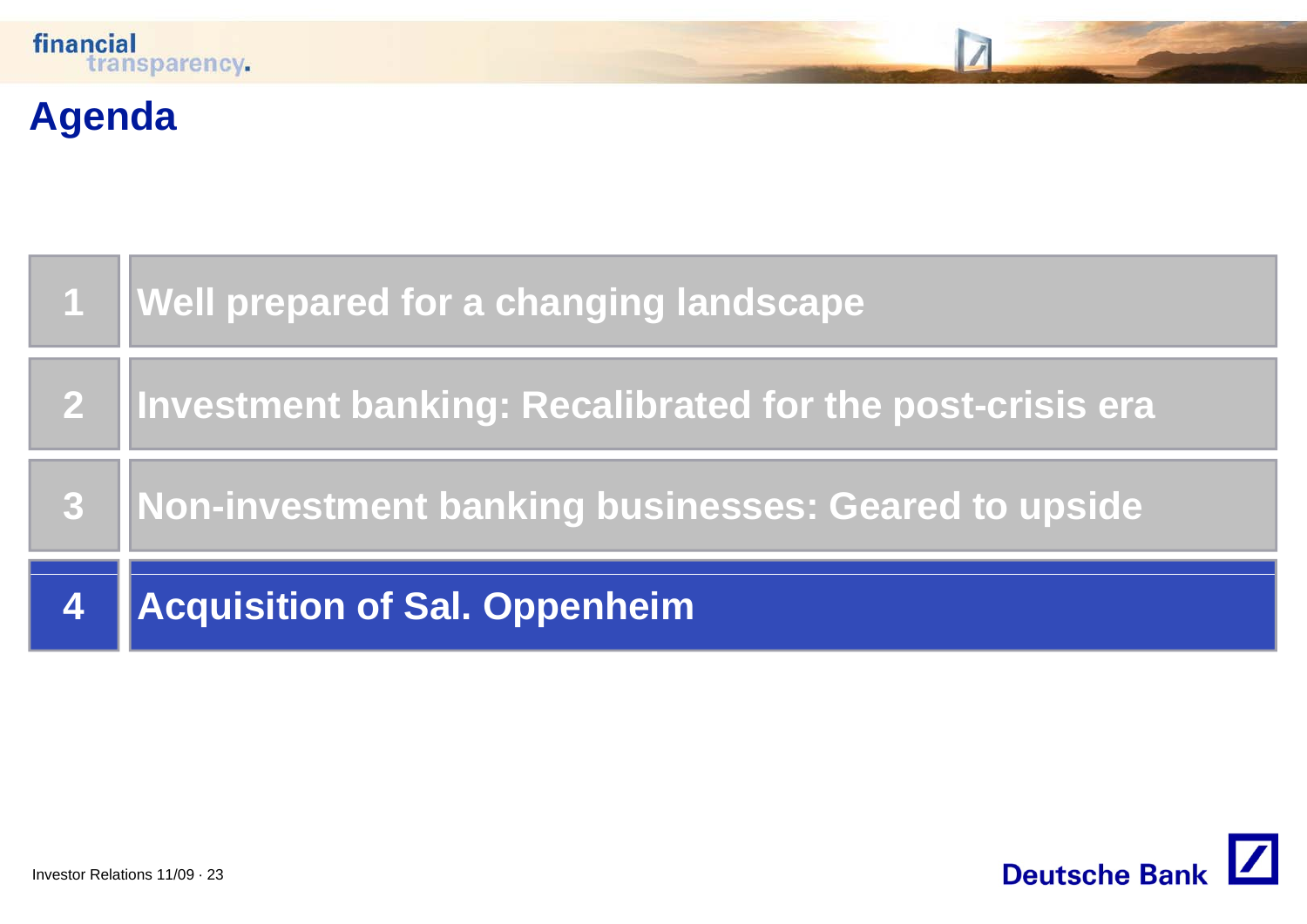# Agenda

| | |
|---|---|
| 1 | Well prepared for a changing landscape |
| 2 | Investment banking: Recalibrated for the post-crisis era |
| 3 | Non-investment banking businesses: Geared to upside |
| **4** | **Acquisition of Sal. Oppenheim** |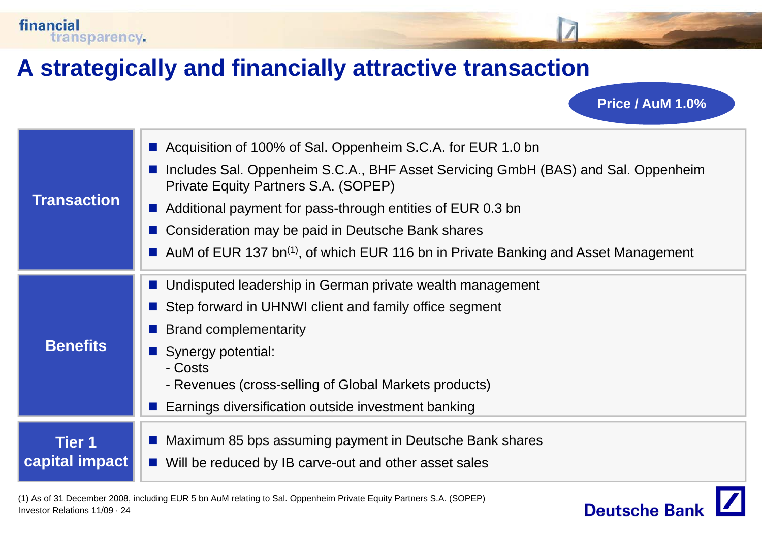# A strategically and financially attractive transaction

**Price / AuM 1.0%**

| | |
|---|---|
| **Transaction** | ■ Acquisition of 100% of Sal. Oppenheim S.C.A. for EUR 1.0 bn<br>■ Includes Sal. Oppenheim S.C.A., BHF Asset Servicing GmbH (BAS) and Sal. Oppenheim Private Equity Partners S.A. (SOPEP)<br>■ Additional payment for pass-through entities of EUR 0.3 bn<br>■ Consideration may be paid in Deutsche Bank shares<br>■ AuM of EUR 137 bn[1], of which EUR 116 bn in Private Banking and Asset Management |
| **Benefits** | ■ Undisputed leadership in German private wealth management<br>■ Step forward in UHNWI client and family office segment<br>■ Brand complementarity<br>■ Synergy potential:<br>- Costs<br>- Revenues (cross-selling of Global Markets products)<br>■ Earnings diversification outside investment banking |
| **Tier 1 capital impact** | ■ Maximum 85 bps assuming payment in Deutsche Bank shares<br>■ Will be reduced by IB carve-out and other asset sales |

(1) As of 31 December 2008, including EUR 5 bn AuM relating to Sal. Oppenheim Private Equity Partners S.A. (SOPEP)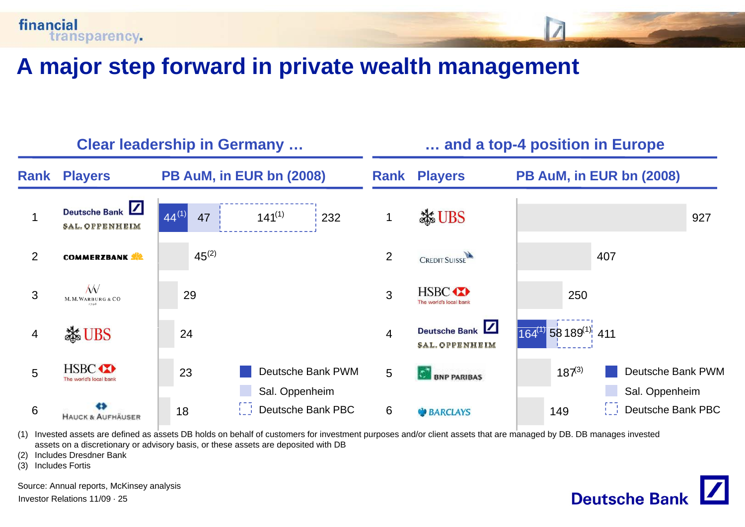# A major step forward in private wealth management

## Clear leadership in Germany …

| Rank | Players | PB AuM, in EUR bn (2008) |
|---|---|---|
| 1 | Deutsche Bank Sal. Oppenheim | 44[1] (Deutsche Bank PWM), 47 (Sal. Oppenheim), 141[1] (Deutsche Bank PBC) = 232 |
| 2 | Commerzbank | 45[2] |
| 3 | M.M.Warburg & Co | 29 |
| 4 | UBS | 24 |
| 5 | HSBC | 23 |
| 6 | Hauck & Aufhäuser | 18 |

## … and a top-4 position in Europe

| Rank | Players | PB AuM, in EUR bn (2008) |
|---|---|---|
| 1 | UBS | 927 |
| 2 | Credit Suisse | 407 |
| 3 | HSBC | 250 |
| 4 | Deutsche Bank Sal. Oppenheim | 164[1] (Deutsche Bank PWM), 58 (Sal. Oppenheim), 189[1] (Deutsche Bank PBC) = 411 |
| 5 | BNP Paribas | 187[3] |
| 6 | Barclays | 149 |

Legend: Deutsche Bank PWM; Sal. Oppenheim; Deutsche Bank PBC

(1) Invested assets are defined as assets DB holds on behalf of customers for investment purposes and/or client assets that are managed by DB. DB manages invested assets on a discretionary or advisory basis, or these assets are deposited with DB

(2) Includes Dresdner Bank

(3) Includes Fortis

Source: Annual reports, McKinsey analysis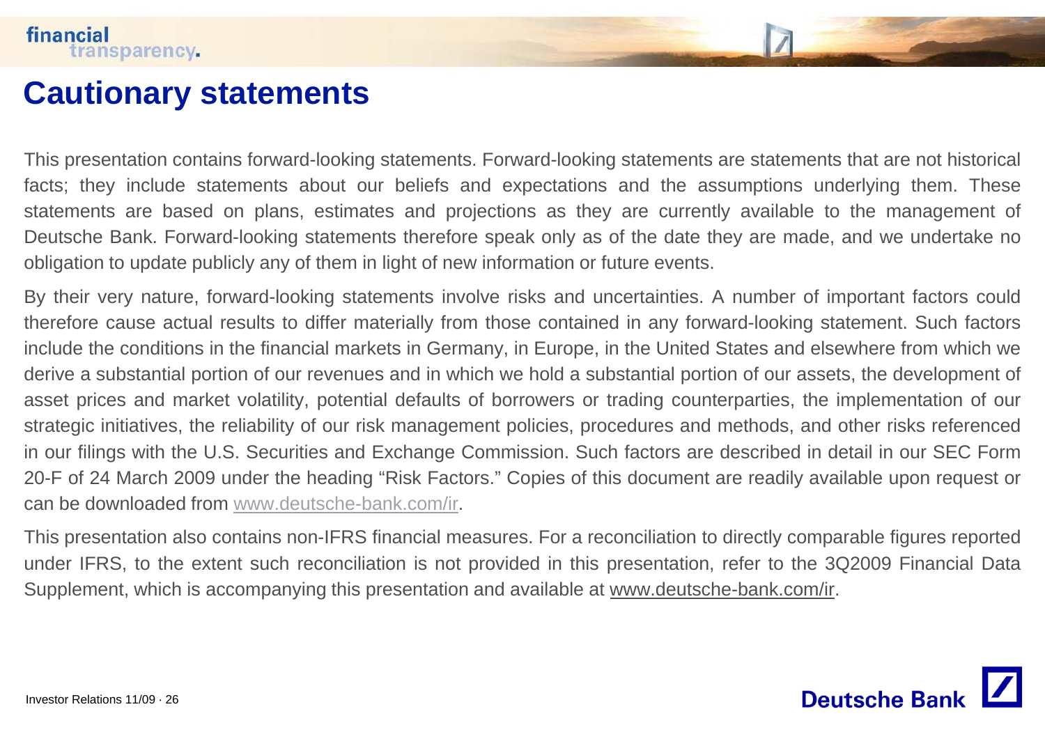# Cautionary statements

This presentation contains forward-looking statements. Forward-looking statements are statements that are not historical facts; they include statements about our beliefs and expectations and the assumptions underlying them. These statements are based on plans, estimates and projections as they are currently available to the management of Deutsche Bank. Forward-looking statements therefore speak only as of the date they are made, and we undertake no obligation to update publicly any of them in light of new information or future events.

By their very nature, forward-looking statements involve risks and uncertainties. A number of important factors could therefore cause actual results to differ materially from those contained in any forward-looking statement. Such factors include the conditions in the financial markets in Germany, in Europe, in the United States and elsewhere from which we derive a substantial portion of our revenues and in which we hold a substantial portion of our assets, the development of asset prices and market volatility, potential defaults of borrowers or trading counterparties, the implementation of our strategic initiatives, the reliability of our risk management policies, procedures and methods, and other risks referenced in our filings with the U.S. Securities and Exchange Commission. Such factors are described in detail in our SEC Form 20-F of 24 March 2009 under the heading "Risk Factors." Copies of this document are readily available upon request or can be downloaded from www.deutsche-bank.com/ir.

This presentation also contains non-IFRS financial measures. For a reconciliation to directly comparable figures reported under IFRS, to the extent such reconciliation is not provided in this presentation, refer to the 3Q2009 Financial Data Supplement, which is accompanying this presentation and available at www.deutsche-bank.com/ir.